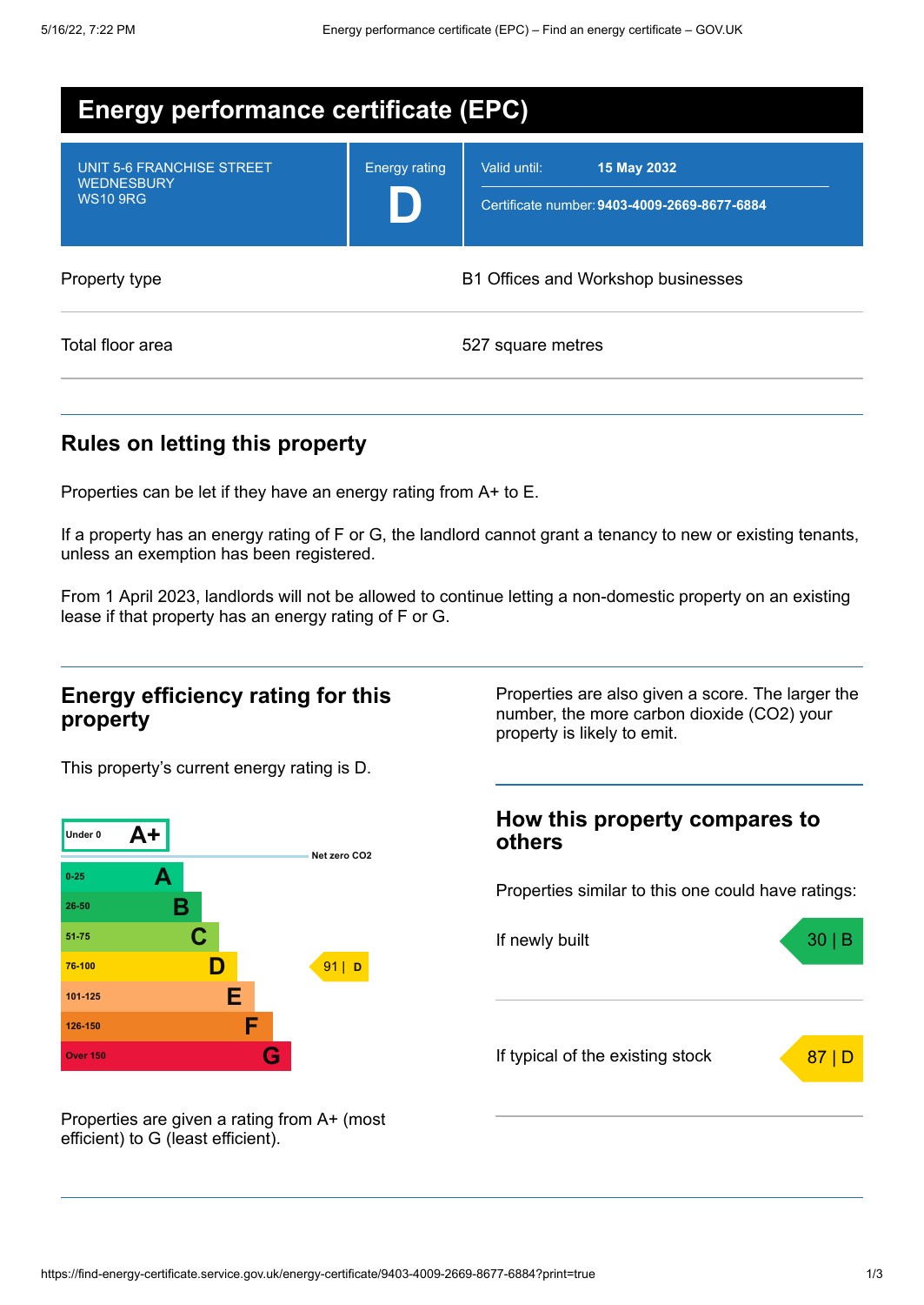# Energy performance certificate (EPC)

| UNIT 5-6 FRANCHISE STREET WEDNESBURY WS10 9RG | Energy rating **D** | Valid until: **15 May 2032** Certificate number: **9403-4009-2669-8677-6884** |
| --- | --- | --- |

| | |
| --- | --- |
| Property type | B1 Offices and Workshop businesses |
| Total floor area | 527 square metres |

## Rules on letting this property

Properties can be let if they have an energy rating from A+ to E.

If a property has an energy rating of F or G, the landlord cannot grant a tenancy to new or existing tenants, unless an exemption has been registered.

From 1 April 2023, landlords will not be allowed to continue letting a non-domestic property on an existing lease if that property has an energy rating of F or G.

## Energy efficiency rating for this property

This property's current energy rating is D.

| Score | Rating |
| --- | --- |
| Under 0 | A+ |
| 0-25 | A |
| 26-50 | B |
| 51-75 | C |
| 76-100 | D |
| 101-125 | E |
| 126-150 | F |
| Over 150 | G |

Net zero CO2

This property: 91 | D

Properties are given a rating from A+ (most efficient) to G (least efficient).

Properties are also given a score. The larger the number, the more carbon dioxide ($CO_2$) your property is likely to emit.

## How this property compares to others

Properties similar to this one could have ratings:

| | |
| --- | --- |
| If newly built | 30 \| B |
| If typical of the existing stock | 87 \| D |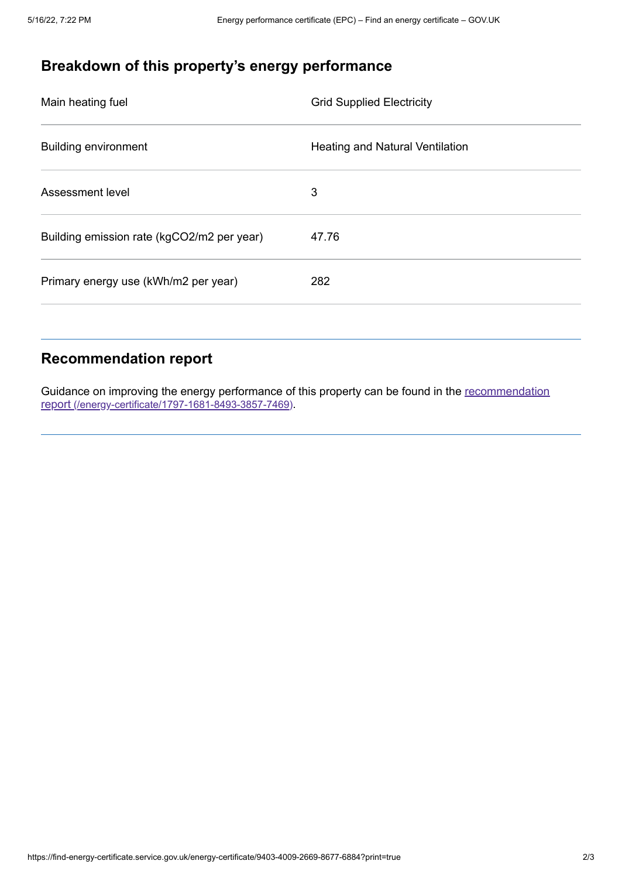## Breakdown of this property's energy performance

| | |
|---|---|
| Main heating fuel | Grid Supplied Electricity |
| Building environment | Heating and Natural Ventilation |
| Assessment level | 3 |
| Building emission rate (kgCO2/m2 per year) | 47.76 |
| Primary energy use (kWh/m2 per year) | 282 |

## Recommendation report

Guidance on improving the energy performance of this property can be found in the recommendation report (/energy-certificate/1797-1681-8493-3857-7469).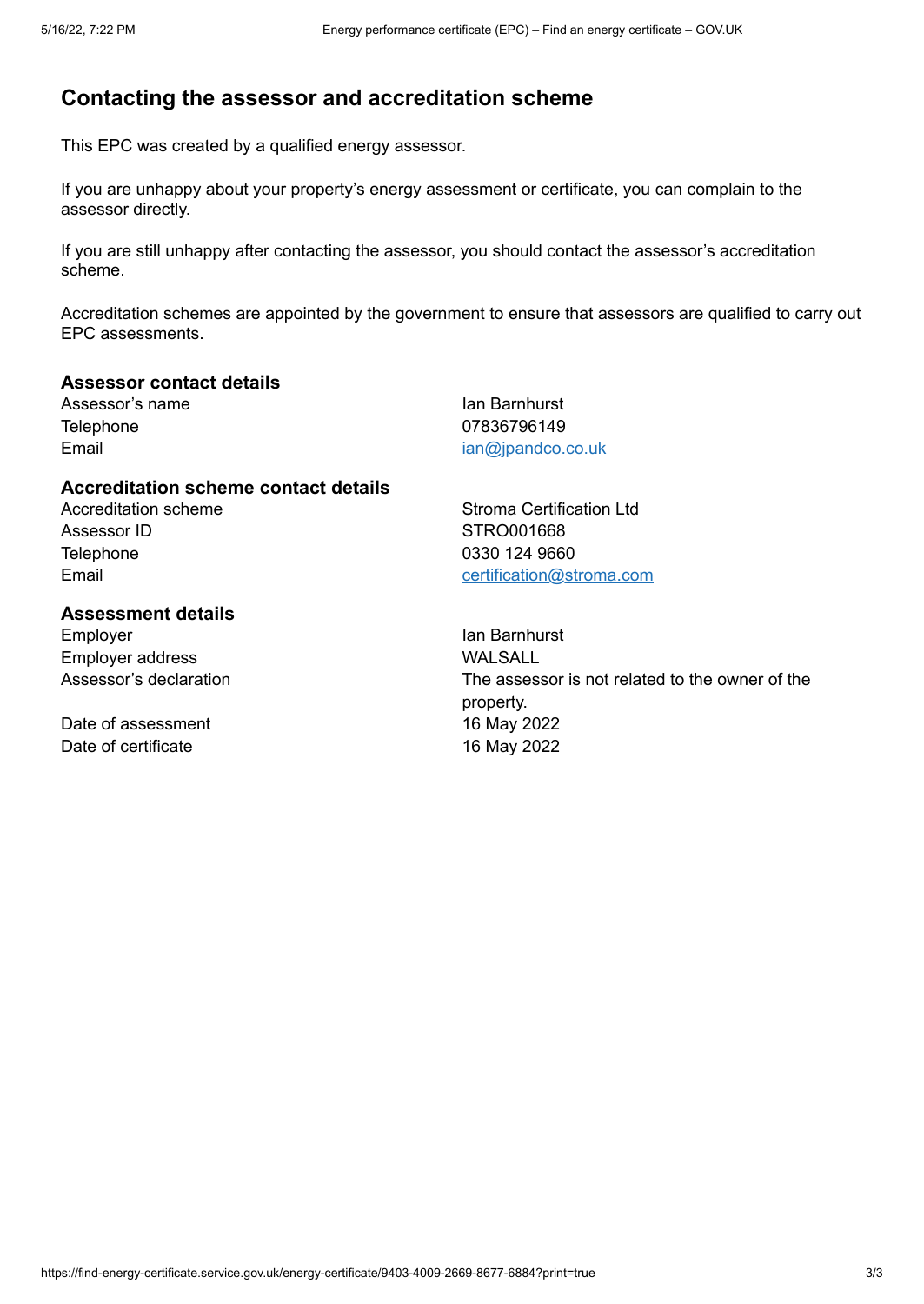## Contacting the assessor and accreditation scheme

This EPC was created by a qualified energy assessor.

If you are unhappy about your property's energy assessment or certificate, you can complain to the assessor directly.

If you are still unhappy after contacting the assessor, you should contact the assessor's accreditation scheme.

Accreditation schemes are appointed by the government to ensure that assessors are qualified to carry out EPC assessments.

### Assessor contact details

| | |
|---|---|
| Assessor's name | Ian Barnhurst |
| Telephone | 07836796149 |
| Email | ian@jpandco.co.uk |

### Accreditation scheme contact details

| | |
|---|---|
| Accreditation scheme | Stroma Certification Ltd |
| Assessor ID | STRO001668 |
| Telephone | 0330 124 9660 |
| Email | certification@stroma.com |

### Assessment details

| | |
|---|---|
| Employer | Ian Barnhurst |
| Employer address | WALSALL |
| Assessor's declaration | The assessor is not related to the owner of the property. |
| Date of assessment | 16 May 2022 |
| Date of certificate | 16 May 2022 |